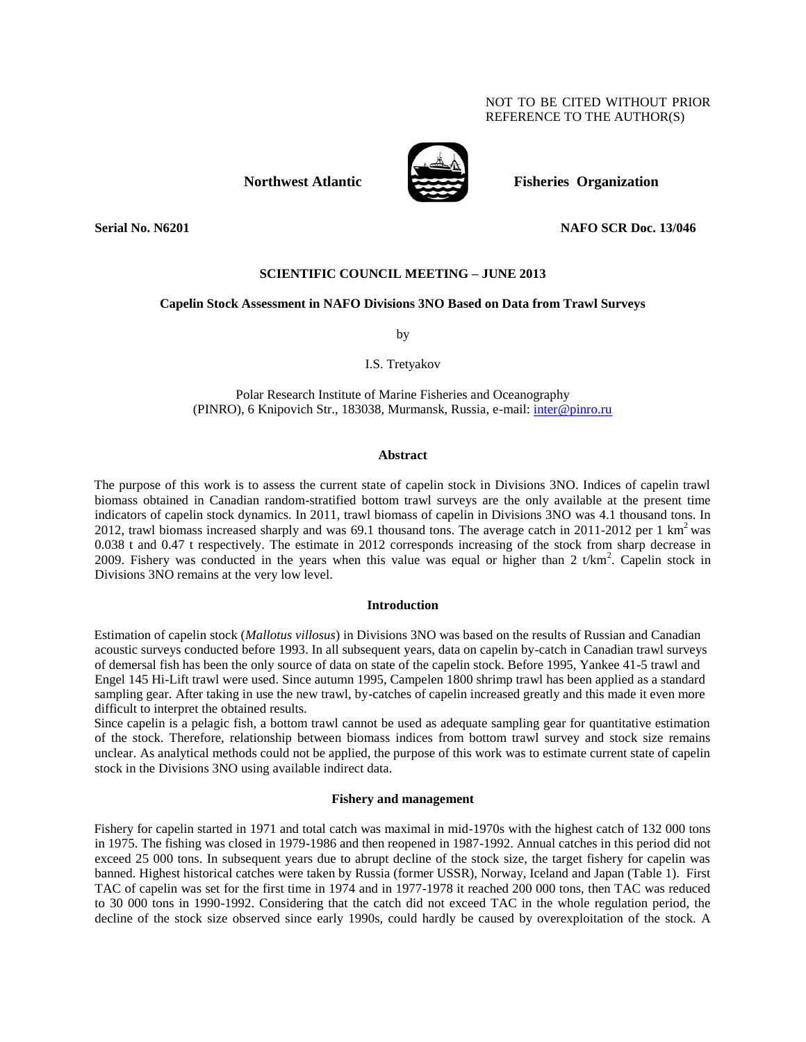NOT TO BE CITED WITHOUT PRIOR REFERENCE TO THE AUTHOR(S)

**Northwest Atlantic Fisheries Organization**

**Serial No. N6201** **NAFO SCR Doc. 13/046**

**SCIENTIFIC COUNCIL MEETING – JUNE 2013**

**Capelin Stock Assessment in NAFO Divisions 3NO Based on Data from Trawl Surveys**

by

I.S. Tretyakov

Polar Research Institute of Marine Fisheries and Oceanography (PINRO), 6 Knipovich Str., 183038, Murmansk, Russia, e-mail: inter@pinro.ru

## Abstract

The purpose of this work is to assess the current state of capelin stock in Divisions 3NO. Indices of capelin trawl biomass obtained in Canadian random-stratified bottom trawl surveys are the only available at the present time indicators of capelin stock dynamics. In 2011, trawl biomass of capelin in Divisions 3NO was 4.1 thousand tons. In 2012, trawl biomass increased sharply and was 69.1 thousand tons. The average catch in 2011-2012 per 1 km$^2$ was 0.038 t and 0.47 t respectively. The estimate in 2012 corresponds increasing of the stock from sharp decrease in 2009. Fishery was conducted in the years when this value was equal or higher than 2 t/km$^2$. Capelin stock in Divisions 3NO remains at the very low level.

## Introduction

Estimation of capelin stock (*Mallotus villosus*) in Divisions 3NO was based on the results of Russian and Canadian acoustic surveys conducted before 1993. In all subsequent years, data on capelin by-catch in Canadian trawl surveys of demersal fish has been the only source of data on state of the capelin stock. Before 1995, Yankee 41-5 trawl and Engel 145 Hi-Lift trawl were used. Since autumn 1995, Campelen 1800 shrimp trawl has been applied as a standard sampling gear. After taking in use the new trawl, by-catches of capelin increased greatly and this made it even more difficult to interpret the obtained results.

Since capelin is a pelagic fish, a bottom trawl cannot be used as adequate sampling gear for quantitative estimation of the stock. Therefore, relationship between biomass indices from bottom trawl survey and stock size remains unclear. As analytical methods could not be applied, the purpose of this work was to estimate current state of capelin stock in the Divisions 3NO using available indirect data.

## Fishery and management

Fishery for capelin started in 1971 and total catch was maximal in mid-1970s with the highest catch of 132 000 tons in 1975. The fishing was closed in 1979-1986 and then reopened in 1987-1992. Annual catches in this period did not exceed 25 000 tons. In subsequent years due to abrupt decline of the stock size, the target fishery for capelin was banned. Highest historical catches were taken by Russia (former USSR), Norway, Iceland and Japan (Table 1). First TAC of capelin was set for the first time in 1974 and in 1977-1978 it reached 200 000 tons, then TAC was reduced to 30 000 tons in 1990-1992. Considering that the catch did not exceed TAC in the whole regulation period, the decline of the stock size observed since early 1990s, could hardly be caused by overexploitation of the stock. A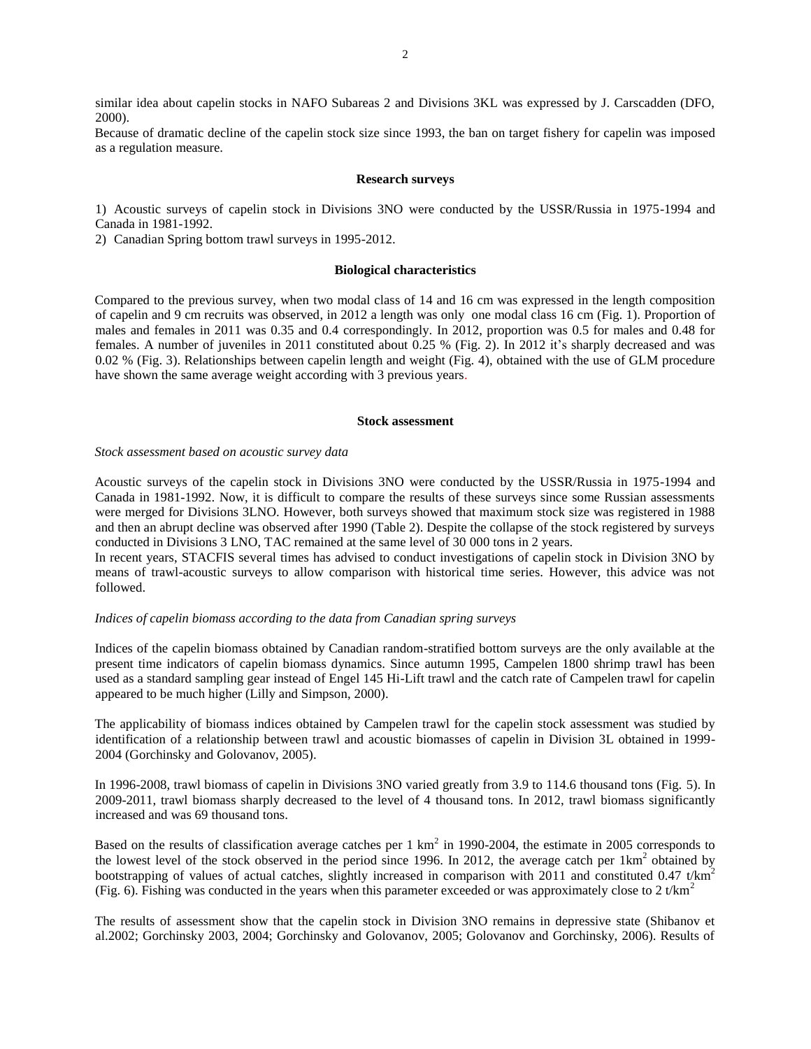similar idea about capelin stocks in NAFO Subareas 2 and Divisions 3KL was expressed by J. Carscadden (DFO, 2000).

Because of dramatic decline of the capelin stock size since 1993, the ban on target fishery for capelin was imposed as a regulation measure.

## Research surveys

1) Acoustic surveys of capelin stock in Divisions 3NO were conducted by the USSR/Russia in 1975-1994 and Canada in 1981-1992.
2) Canadian Spring bottom trawl surveys in 1995-2012.

## Biological characteristics

Compared to the previous survey, when two modal class of 14 and 16 cm was expressed in the length composition of capelin and 9 cm recruits was observed, in 2012 a length was only one modal class 16 cm (Fig. 1). Proportion of males and females in 2011 was 0.35 and 0.4 correspondingly. In 2012, proportion was 0.5 for males and 0.48 for females. A number of juveniles in 2011 constituted about 0.25 % (Fig. 2). In 2012 it's sharply decreased and was 0.02 % (Fig. 3). Relationships between capelin length and weight (Fig. 4), obtained with the use of GLM procedure have shown the same average weight according with 3 previous years.

## Stock assessment

*Stock assessment based on acoustic survey data*

Acoustic surveys of the capelin stock in Divisions 3NO were conducted by the USSR/Russia in 1975-1994 and Canada in 1981-1992. Now, it is difficult to compare the results of these surveys since some Russian assessments were merged for Divisions 3LNO. However, both surveys showed that maximum stock size was registered in 1988 and then an abrupt decline was observed after 1990 (Table 2). Despite the collapse of the stock registered by surveys conducted in Divisions 3 LNO, TAC remained at the same level of 30 000 tons in 2 years.

In recent years, STACFIS several times has advised to conduct investigations of capelin stock in Division 3NO by means of trawl-acoustic surveys to allow comparison with historical time series. However, this advice was not followed.

*Indices of capelin biomass according to the data from Canadian spring surveys*

Indices of the capelin biomass obtained by Canadian random-stratified bottom surveys are the only available at the present time indicators of capelin biomass dynamics. Since autumn 1995, Campelen 1800 shrimp trawl has been used as a standard sampling gear instead of Engel 145 Hi-Lift trawl and the catch rate of Campelen trawl for capelin appeared to be much higher (Lilly and Simpson, 2000).

The applicability of biomass indices obtained by Campelen trawl for the capelin stock assessment was studied by identification of a relationship between trawl and acoustic biomasses of capelin in Division 3L obtained in 1999-2004 (Gorchinsky and Golovanov, 2005).

In 1996-2008, trawl biomass of capelin in Divisions 3NO varied greatly from 3.9 to 114.6 thousand tons (Fig. 5). In 2009-2011, trawl biomass sharply decreased to the level of 4 thousand tons. In 2012, trawl biomass significantly increased and was 69 thousand tons.

Based on the results of classification average catches per 1 $km^2$ in 1990-2004, the estimate in 2005 corresponds to the lowest level of the stock observed in the period since 1996. In 2012, the average catch per 1$km^2$ obtained by bootstrapping of values of actual catches, slightly increased in comparison with 2011 and constituted 0.47 t/$km^2$ (Fig. 6). Fishing was conducted in the years when this parameter exceeded or was approximately close to 2 t/$km^2$

The results of assessment show that the capelin stock in Division 3NO remains in depressive state (Shibanov et al.2002; Gorchinsky 2003, 2004; Gorchinsky and Golovanov, 2005; Golovanov and Gorchinsky, 2006). Results of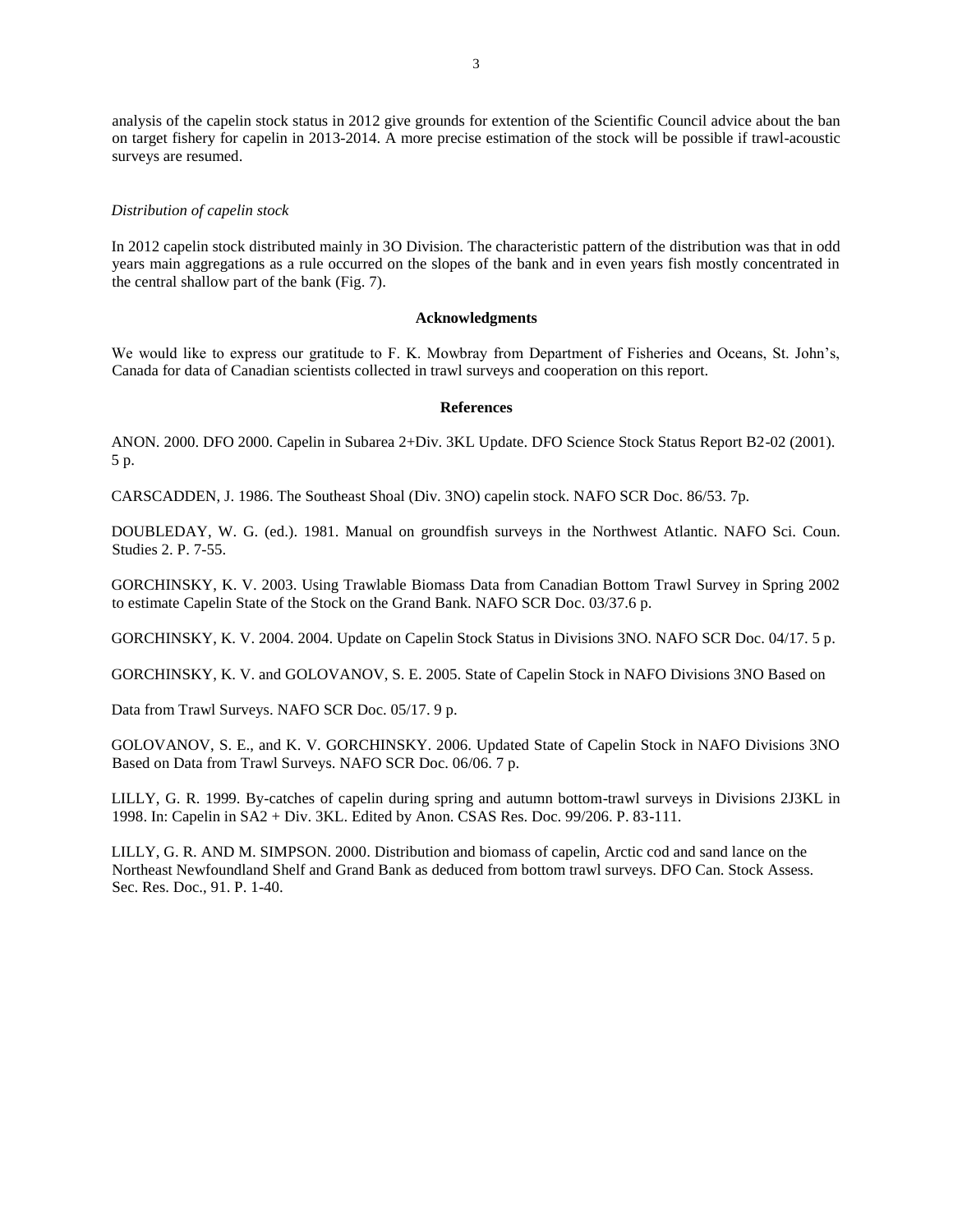analysis of the capelin stock status in 2012 give grounds for extention of the Scientific Council advice about the ban on target fishery for capelin in 2013-2014. A more precise estimation of the stock will be possible if trawl-acoustic surveys are resumed.

*Distribution of capelin stock*

In 2012 capelin stock distributed mainly in 3O Division. The characteristic pattern of the distribution was that in odd years main aggregations as a rule occurred on the slopes of the bank and in even years fish mostly concentrated in the central shallow part of the bank (Fig. 7).

## Acknowledgments

We would like to express our gratitude to F. K. Mowbray from Department of Fisheries and Oceans, St. John's, Canada for data of Canadian scientists collected in trawl surveys and cooperation on this report.

## References

ANON. 2000. DFO 2000. Capelin in Subarea 2+Div. 3KL Update. DFO Science Stock Status Report B2-02 (2001). 5 p.

CARSCADDEN, J. 1986. The Southeast Shoal (Div. 3NO) capelin stock. NAFO SCR Doc. 86/53. 7p.

DOUBLEDAY, W. G. (ed.). 1981. Manual on groundfish surveys in the Northwest Atlantic. NAFO Sci. Coun. Studies 2. P. 7-55.

GORCHINSKY, K. V. 2003. Using Trawlable Biomass Data from Canadian Bottom Trawl Survey in Spring 2002 to estimate Capelin State of the Stock on the Grand Bank. NAFO SCR Doc. 03/37.6 p.

GORCHINSKY, K. V. 2004. 2004. Update on Capelin Stock Status in Divisions 3NO. NAFO SCR Doc. 04/17. 5 p.

GORCHINSKY, K. V. and GOLOVANOV, S. E. 2005. State of Capelin Stock in NAFO Divisions 3NO Based on

Data from Trawl Surveys. NAFO SCR Doc. 05/17. 9 p.

GOLOVANOV, S. E., and K. V. GORCHINSKY. 2006. Updated State of Capelin Stock in NAFO Divisions 3NO Based on Data from Trawl Surveys. NAFO SCR Doc. 06/06. 7 p.

LILLY, G. R. 1999. By-catches of capelin during spring and autumn bottom-trawl surveys in Divisions 2J3KL in 1998. In: Capelin in SA2 + Div. 3KL. Edited by Anon. CSAS Res. Doc. 99/206. P. 83-111.

LILLY, G. R. AND M. SIMPSON. 2000. Distribution and biomass of capelin, Arctic cod and sand lance on the Northeast Newfoundland Shelf and Grand Bank as deduced from bottom trawl surveys. DFO Can. Stock Assess. Sec. Res. Doc., 91. P. 1-40.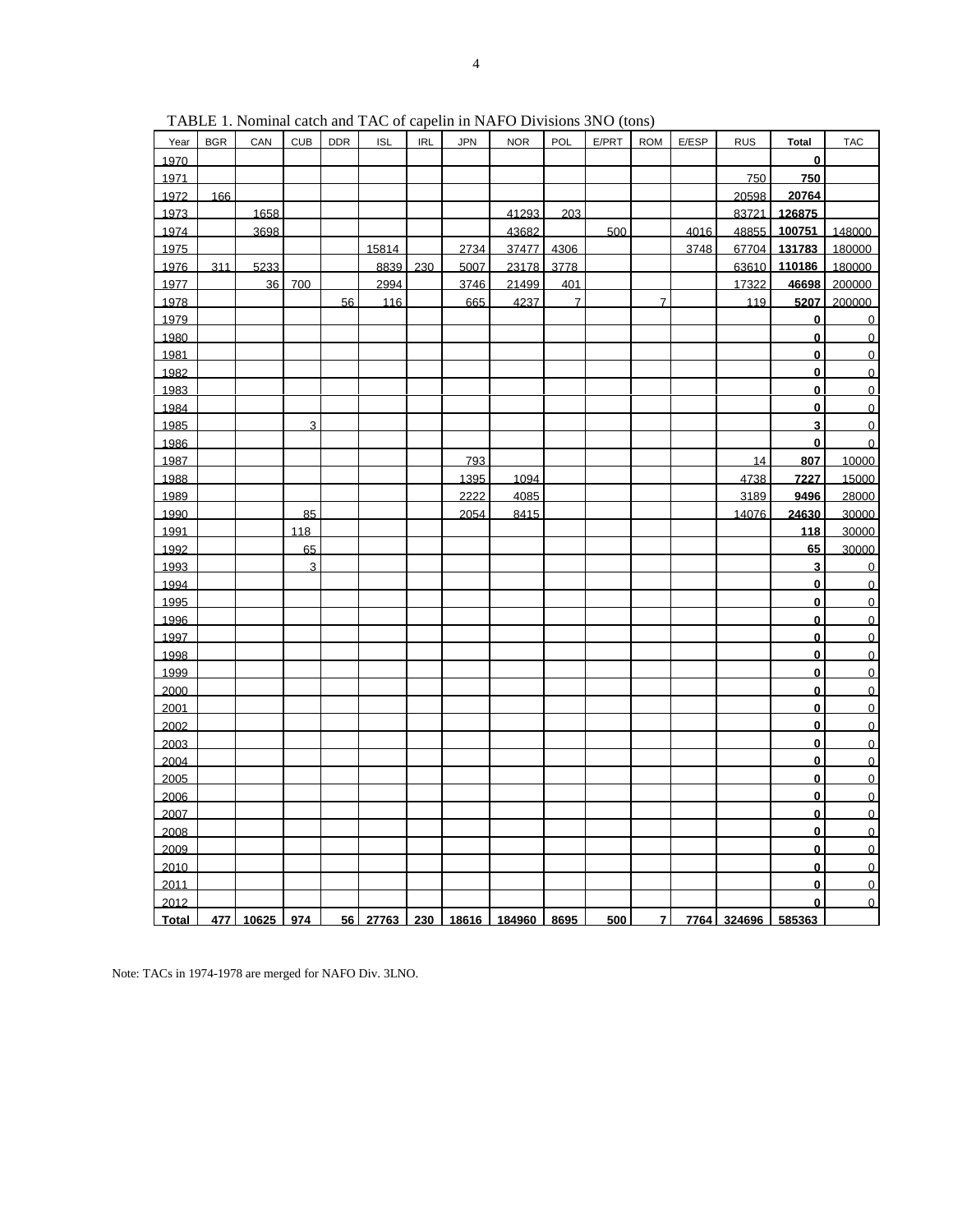TABLE 1. Nominal catch and TAC of capelin in NAFO Divisions 3NO (tons)

| Year | BGR | CAN | CUB | DDR | ISL | IRL | JPN | NOR | POL | E/PRT | ROM | E/ESP | RUS | Total | TAC |
|---|---|---|---|---|---|---|---|---|---|---|---|---|---|---|---|
| 1970 | | | | | | | | | | | | | | **0** | |
| 1971 | | | | | | | | | | | | | 750 | **750** | |
| 1972 | 166 | | | | | | | | | | | | 20598 | **20764** | |
| 1973 | | 1658 | | | | | | 41293 | 203 | | | | 83721 | **126875** | |
| 1974 | | 3698 | | | | | | 43682 | | 500 | | 4016 | 48855 | **100751** | 148000 |
| 1975 | | | | | 15814 | | 2734 | 37477 | 4306 | | | 3748 | 67704 | **131783** | 180000 |
| 1976 | 311 | 5233 | | | 8839 | 230 | 5007 | 23178 | 3778 | | | | 63610 | **110186** | 180000 |
| 1977 | | 36 | 700 | | 2994 | | 3746 | 21499 | 401 | | | | 17322 | **46698** | 200000 |
| 1978 | | | | 56 | 116 | | 665 | 4237 | 7 | | 7 | | 119 | **5207** | 200000 |
| 1979 | | | | | | | | | | | | | | **0** | 0 |
| 1980 | | | | | | | | | | | | | | **0** | 0 |
| 1981 | | | | | | | | | | | | | | **0** | 0 |
| 1982 | | | | | | | | | | | | | | **0** | 0 |
| 1983 | | | | | | | | | | | | | | **0** | 0 |
| 1984 | | | | | | | | | | | | | | **0** | 0 |
| 1985 | | | 3 | | | | | | | | | | | **3** | 0 |
| 1986 | | | | | | | | | | | | | | **0** | 0 |
| 1987 | | | | | | | 793 | | | | | | 14 | **807** | 10000 |
| 1988 | | | | | | | 1395 | 1094 | | | | | 4738 | **7227** | 15000 |
| 1989 | | | | | | | 2222 | 4085 | | | | | 3189 | **9496** | 28000 |
| 1990 | | | 85 | | | | 2054 | 8415 | | | | | 14076 | **24630** | 30000 |
| 1991 | | | 118 | | | | | | | | | | | **118** | 30000 |
| 1992 | | | 65 | | | | | | | | | | | **65** | 30000 |
| 1993 | | | 3 | | | | | | | | | | | **3** | 0 |
| 1994 | | | | | | | | | | | | | | **0** | 0 |
| 1995 | | | | | | | | | | | | | | **0** | 0 |
| 1996 | | | | | | | | | | | | | | **0** | 0 |
| 1997 | | | | | | | | | | | | | | **0** | 0 |
| 1998 | | | | | | | | | | | | | | **0** | 0 |
| 1999 | | | | | | | | | | | | | | **0** | 0 |
| 2000 | | | | | | | | | | | | | | **0** | 0 |
| 2001 | | | | | | | | | | | | | | **0** | 0 |
| 2002 | | | | | | | | | | | | | | **0** | 0 |
| 2003 | | | | | | | | | | | | | | **0** | 0 |
| 2004 | | | | | | | | | | | | | | **0** | 0 |
| 2005 | | | | | | | | | | | | | | **0** | 0 |
| 2006 | | | | | | | | | | | | | | **0** | 0 |
| 2007 | | | | | | | | | | | | | | **0** | 0 |
| 2008 | | | | | | | | | | | | | | **0** | 0 |
| 2009 | | | | | | | | | | | | | | **0** | 0 |
| 2010 | | | | | | | | | | | | | | **0** | 0 |
| 2011 | | | | | | | | | | | | | | **0** | 0 |
| 2012 | | | | | | | | | | | | | | **0** | 0 |
| **Total** | **477** | **10625** | **974** | **56** | **27763** | **230** | **18616** | **184960** | **8695** | **500** | **7** | **7764** | **324696** | **585363** | |

Note: TACs in 1974-1978 are merged for NAFO Div. 3LNO.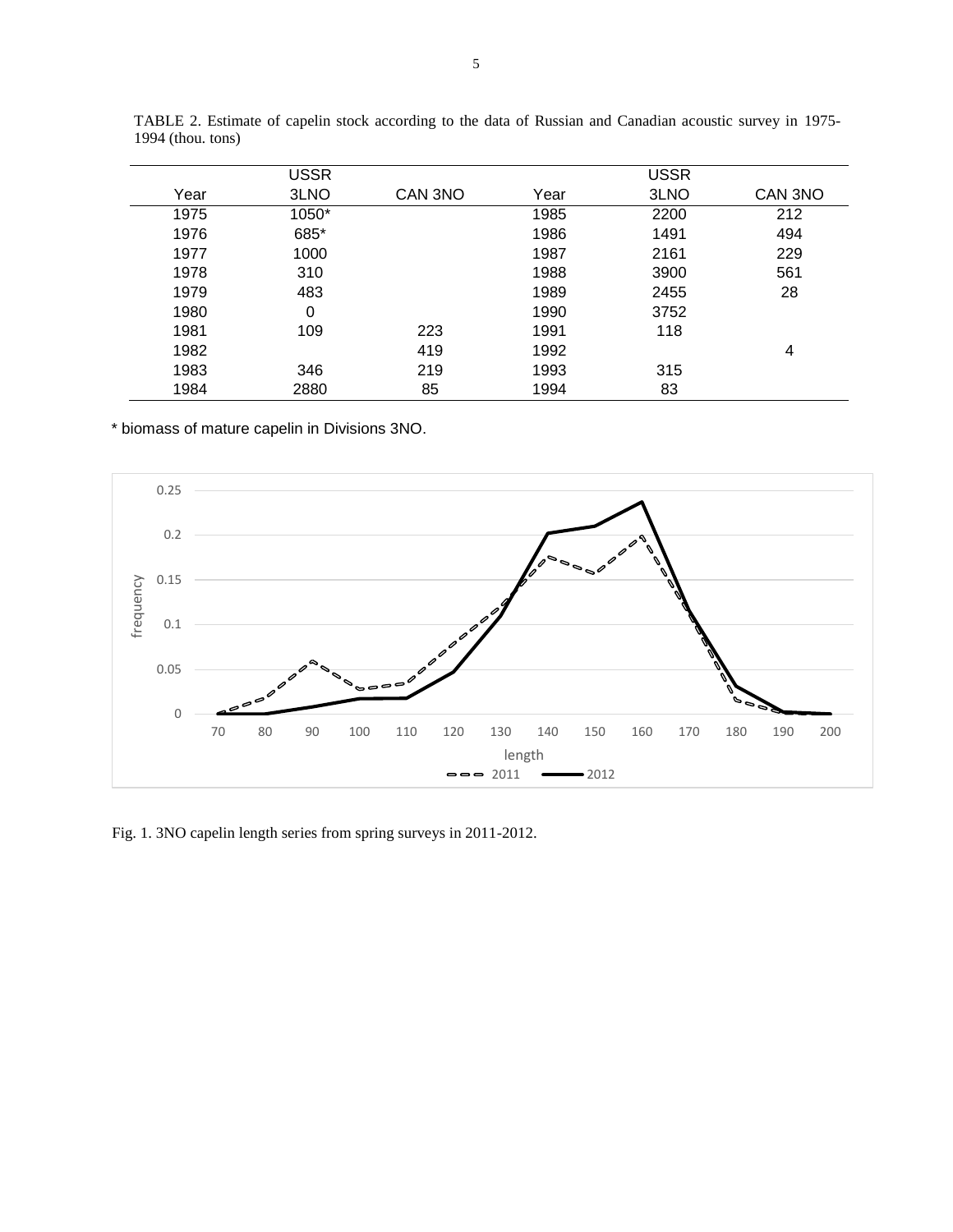TABLE 2. Estimate of capelin stock according to the data of Russian and Canadian acoustic survey in 1975-1994 (thou. tons)

| Year | USSR 3LNO | CAN 3NO | Year | USSR 3LNO | CAN 3NO |
|---|---|---|---|---|---|
| 1975 | 1050* | | 1985 | 2200 | 212 |
| 1976 | 685* | | 1986 | 1491 | 494 |
| 1977 | 1000 | | 1987 | 2161 | 229 |
| 1978 | 310 | | 1988 | 3900 | 561 |
| 1979 | 483 | | 1989 | 2455 | 28 |
| 1980 | 0 | | 1990 | 3752 | |
| 1981 | 109 | 223 | 1991 | 118 | |
| 1982 | | 419 | 1992 | | 4 |
| 1983 | 346 | 219 | 1993 | 315 | |
| 1984 | 2880 | 85 | 1994 | 83 | |

\* biomass of mature capelin in Divisions 3NO.

Fig. 1. 3NO capelin length series from spring surveys in 2011-2012.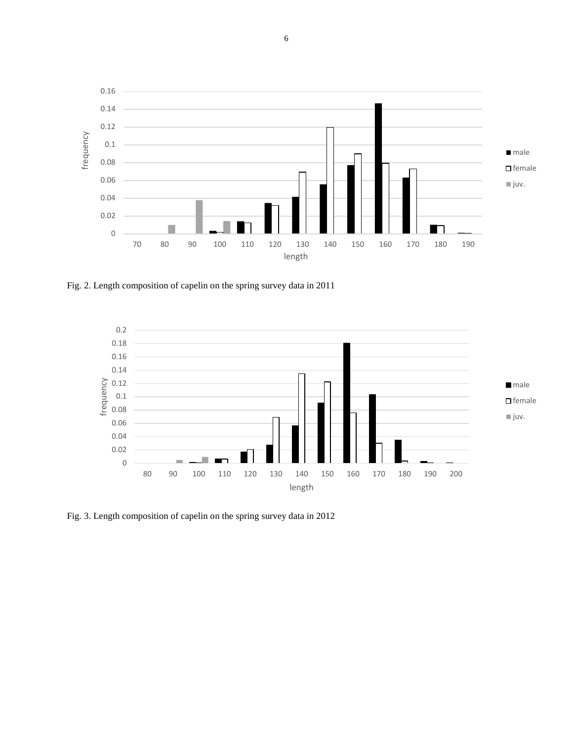Fig. 2. Length composition of capelin on the spring survey data in 2011

Fig. 3. Length composition of capelin on the spring survey data in 2012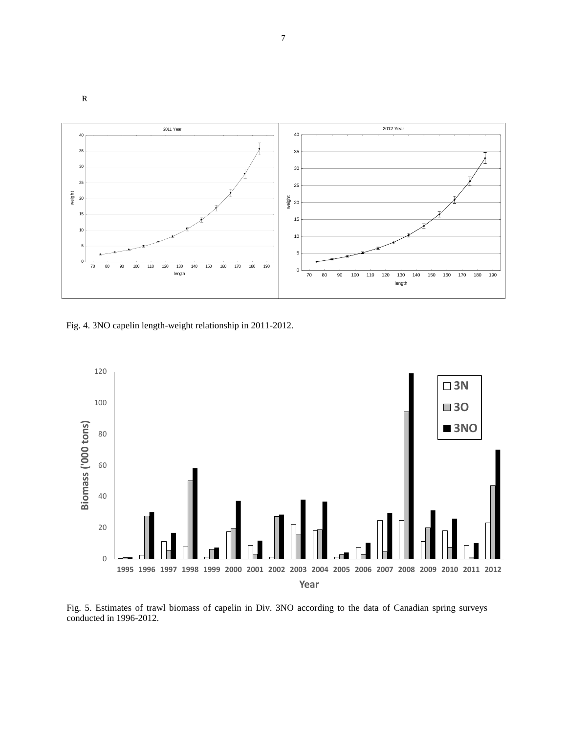R

Fig. 4. 3NO capelin length-weight relationship in 2011-2012.

Fig. 5. Estimates of trawl biomass of capelin in Div. 3NO according to the data of Canadian spring surveys conducted in 1996-2012.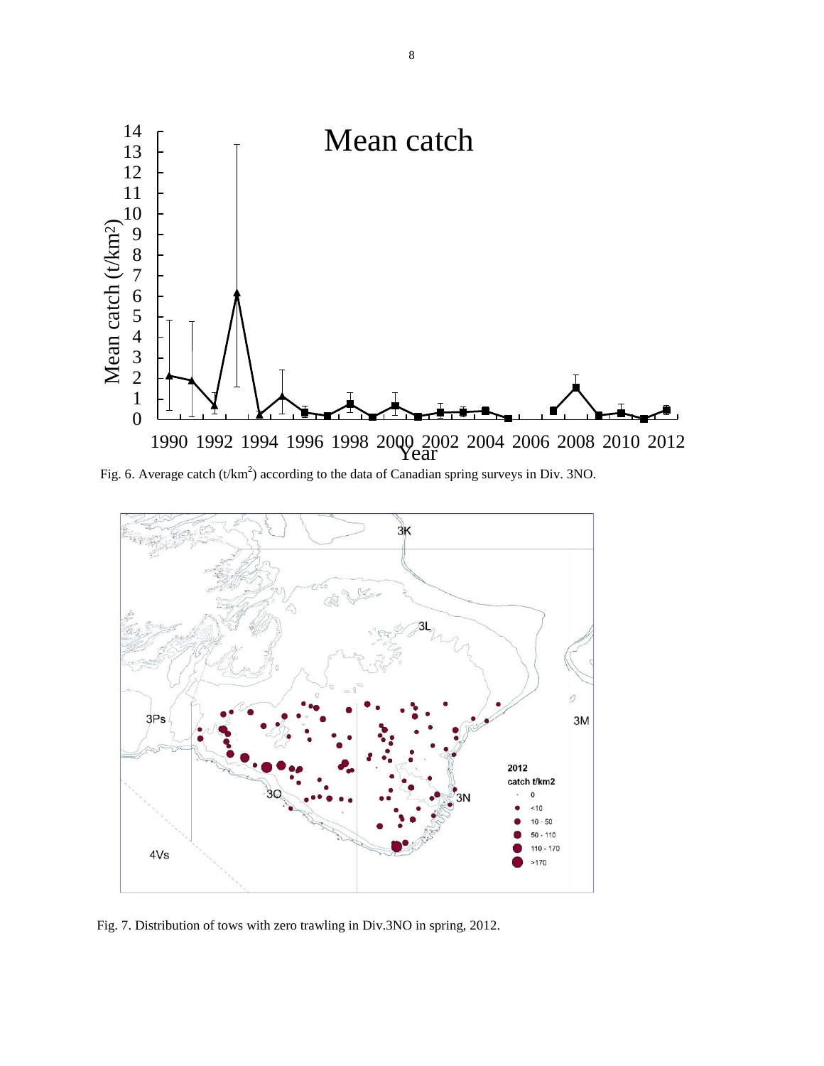Mean catch

Mean catch (t/km²)

14
13
12
11
10
9
8
7
6
5
4
3
2
1
0

1990 1992 1994 1996 1998 2000 2002 2004 2006 2008 2010 2012

Year

Fig. 6. Average catch (t/km$^2$) according to the data of Canadian spring surveys in Div. 3NO.

3K

3L

3Ps

3M

3O

3N

4Vs

2012
catch t/km2
0
<10
10 - 50
50 - 110
110 - 170
>170

Fig. 7. Distribution of tows with zero trawling in Div.3NO in spring, 2012.